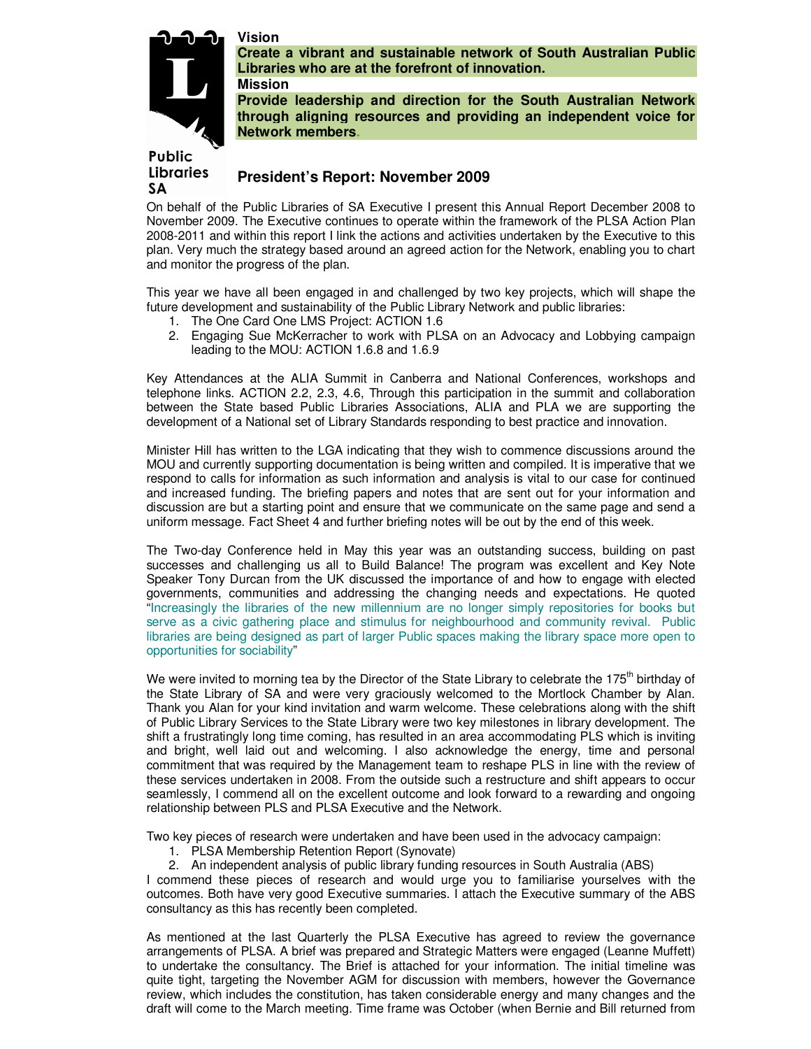Public Libraries SA

**Vision**

**Create a vibrant and sustainable network of South Australian Public Libraries who are at the forefront of innovation.**

**Mission**

**Provide leadership and direction for the South Australian Network through aligning resources and providing an independent voice for Network members.**

## President's Report: November 2009

On behalf of the Public Libraries of SA Executive I present this Annual Report December 2008 to November 2009. The Executive continues to operate within the framework of the PLSA Action Plan 2008-2011 and within this report I link the actions and activities undertaken by the Executive to this plan. Very much the strategy based around an agreed action for the Network, enabling you to chart and monitor the progress of the plan.

This year we have all been engaged in and challenged by two key projects, which will shape the future development and sustainability of the Public Library Network and public libraries:

1. The One Card One LMS Project: ACTION 1.6
2. Engaging Sue McKerracher to work with PLSA on an Advocacy and Lobbying campaign leading to the MOU: ACTION 1.6.8 and 1.6.9

Key Attendances at the ALIA Summit in Canberra and National Conferences, workshops and telephone links. ACTION 2.2, 2.3, 4.6, Through this participation in the summit and collaboration between the State based Public Libraries Associations, ALIA and PLA we are supporting the development of a National set of Library Standards responding to best practice and innovation.

Minister Hill has written to the LGA indicating that they wish to commence discussions around the MOU and currently supporting documentation is being written and compiled. It is imperative that we respond to calls for information as such information and analysis is vital to our case for continued and increased funding. The briefing papers and notes that are sent out for your information and discussion are but a starting point and ensure that we communicate on the same page and send a uniform message. Fact Sheet 4 and further briefing notes will be out by the end of this week.

The Two-day Conference held in May this year was an outstanding success, building on past successes and challenging us all to Build Balance! The program was excellent and Key Note Speaker Tony Durcan from the UK discussed the importance of and how to engage with elected governments, communities and addressing the changing needs and expectations. He quoted "Increasingly the libraries of the new millennium are no longer simply repositories for books but serve as a civic gathering place and stimulus for neighbourhood and community revival. Public libraries are being designed as part of larger Public spaces making the library space more open to opportunities for sociability"

We were invited to morning tea by the Director of the State Library to celebrate the 175th birthday of the State Library of SA and were very graciously welcomed to the Mortlock Chamber by Alan. Thank you Alan for your kind invitation and warm welcome. These celebrations along with the shift of Public Library Services to the State Library were two key milestones in library development. The shift a frustratingly long time coming, has resulted in an area accommodating PLS which is inviting and bright, well laid out and welcoming. I also acknowledge the energy, time and personal commitment that was required by the Management team to reshape PLS in line with the review of these services undertaken in 2008. From the outside such a restructure and shift appears to occur seamlessly, I commend all on the excellent outcome and look forward to a rewarding and ongoing relationship between PLS and PLSA Executive and the Network.

Two key pieces of research were undertaken and have been used in the advocacy campaign:

1. PLSA Membership Retention Report (Synovate)
2. An independent analysis of public library funding resources in South Australia (ABS)

I commend these pieces of research and would urge you to familiarise yourselves with the outcomes. Both have very good Executive summaries. I attach the Executive summary of the ABS consultancy as this has recently been completed.

As mentioned at the last Quarterly the PLSA Executive has agreed to review the governance arrangements of PLSA. A brief was prepared and Strategic Matters were engaged (Leanne Muffett) to undertake the consultancy. The Brief is attached for your information. The initial timeline was quite tight, targeting the November AGM for discussion with members, however the Governance review, which includes the constitution, has taken considerable energy and many changes and the draft will come to the March meeting. Time frame was October (when Bernie and Bill returned from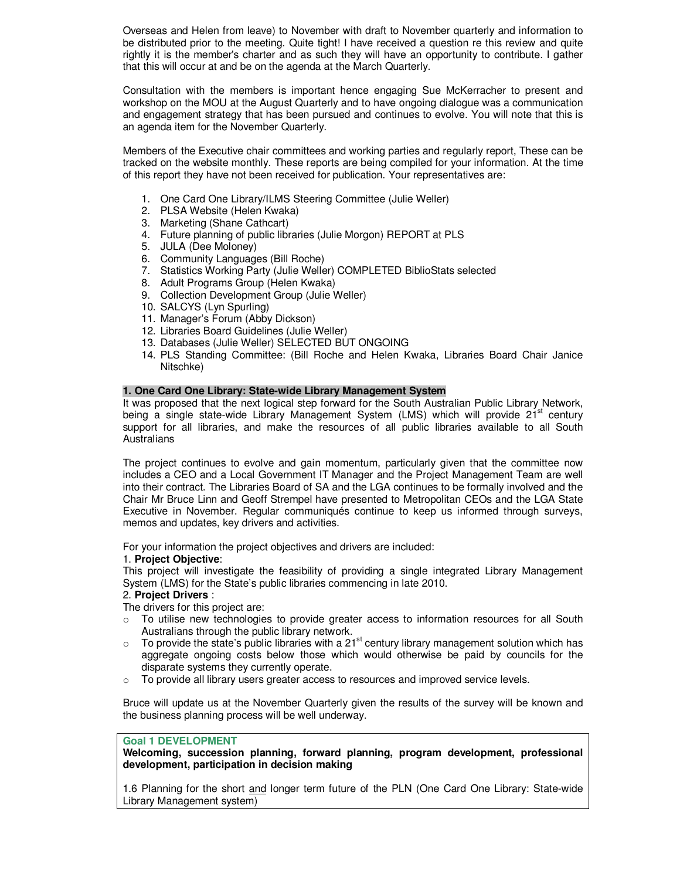Overseas and Helen from leave) to November with draft to November quarterly and information to be distributed prior to the meeting. Quite tight! I have received a question re this review and quite rightly it is the member's charter and as such they will have an opportunity to contribute. I gather that this will occur at and be on the agenda at the March Quarterly.

Consultation with the members is important hence engaging Sue McKerracher to present and workshop on the MOU at the August Quarterly and to have ongoing dialogue was a communication and engagement strategy that has been pursued and continues to evolve. You will note that this is an agenda item for the November Quarterly.

Members of the Executive chair committees and working parties and regularly report, These can be tracked on the website monthly. These reports are being compiled for your information. At the time of this report they have not been received for publication. Your representatives are:

1. One Card One Library/ILMS Steering Committee (Julie Weller)
2. PLSA Website (Helen Kwaka)
3. Marketing (Shane Cathcart)
4. Future planning of public libraries (Julie Morgon) REPORT at PLS
5. JULA (Dee Moloney)
6. Community Languages (Bill Roche)
7. Statistics Working Party (Julie Weller) COMPLETED BiblioStats selected
8. Adult Programs Group (Helen Kwaka)
9. Collection Development Group (Julie Weller)
10. SALCYS (Lyn Spurling)
11. Manager's Forum (Abby Dickson)
12. Libraries Board Guidelines (Julie Weller)
13. Databases (Julie Weller) SELECTED BUT ONGOING
14. PLS Standing Committee: (Bill Roche and Helen Kwaka, Libraries Board Chair Janice Nitschke)

**1. One Card One Library: State-wide Library Management System**

It was proposed that the next logical step forward for the South Australian Public Library Network, being a single state-wide Library Management System (LMS) which will provide 21st century support for all libraries, and make the resources of all public libraries available to all South Australians

The project continues to evolve and gain momentum, particularly given that the committee now includes a CEO and a Local Government IT Manager and the Project Management Team are well into their contract. The Libraries Board of SA and the LGA continues to be formally involved and the Chair Mr Bruce Linn and Geoff Strempel have presented to Metropolitan CEOs and the LGA State Executive in November. Regular communiqués continue to keep us informed through surveys, memos and updates, key drivers and activities.

For your information the project objectives and drivers are included:

1. **Project Objective**:
This project will investigate the feasibility of providing a single integrated Library Management System (LMS) for the State's public libraries commencing in late 2010.

2. **Project Drivers** :
The drivers for this project are:

- To utilise new technologies to provide greater access to information resources for all South Australians through the public library network.
- To provide the state's public libraries with a 21st century library management solution which has aggregate ongoing costs below those which would otherwise be paid by councils for the disparate systems they currently operate.
- To provide all library users greater access to resources and improved service levels.

Bruce will update us at the November Quarterly given the results of the survey will be known and the business planning process will be well underway.

**Goal 1 DEVELOPMENT**
**Welcoming, succession planning, forward planning, program development, professional development, participation in decision making**

1.6 Planning for the short and longer term future of the PLN (One Card One Library: State-wide Library Management system)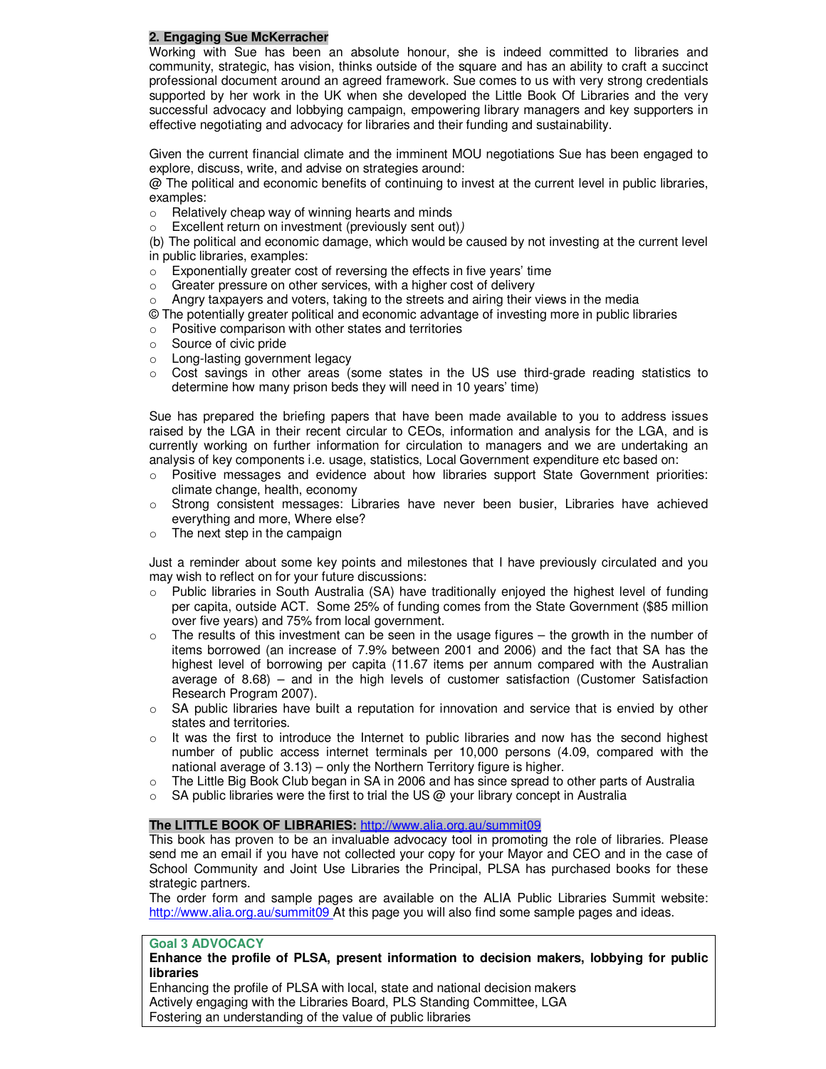## 2. Engaging Sue McKerracher

Working with Sue has been an absolute honour, she is indeed committed to libraries and community, strategic, has vision, thinks outside of the square and has an ability to craft a succinct professional document around an agreed framework. Sue comes to us with very strong credentials supported by her work in the UK when she developed the Little Book Of Libraries and the very successful advocacy and lobbying campaign, empowering library managers and key supporters in effective negotiating and advocacy for libraries and their funding and sustainability.

Given the current financial climate and the imminent MOU negotiations Sue has been engaged to explore, discuss, write, and advise on strategies around:

@ The political and economic benefits of continuing to invest at the current level in public libraries, examples:

- Relatively cheap way of winning hearts and minds
- Excellent return on investment (previously sent out)*)*

(b) The political and economic damage, which would be caused by not investing at the current level in public libraries, examples:

- Exponentially greater cost of reversing the effects in five years' time
- Greater pressure on other services, with a higher cost of delivery
- Angry taxpayers and voters, taking to the streets and airing their views in the media

© The potentially greater political and economic advantage of investing more in public libraries

- Positive comparison with other states and territories
- Source of civic pride
- Long-lasting government legacy
- Cost savings in other areas (some states in the US use third-grade reading statistics to determine how many prison beds they will need in 10 years' time)

Sue has prepared the briefing papers that have been made available to you to address issues raised by the LGA in their recent circular to CEOs, information and analysis for the LGA, and is currently working on further information for circulation to managers and we are undertaking an analysis of key components i.e. usage, statistics, Local Government expenditure etc based on:

- Positive messages and evidence about how libraries support State Government priorities: climate change, health, economy
- Strong consistent messages: Libraries have never been busier, Libraries have achieved everything and more, Where else?
- The next step in the campaign

Just a reminder about some key points and milestones that I have previously circulated and you may wish to reflect on for your future discussions:

- Public libraries in South Australia (SA) have traditionally enjoyed the highest level of funding per capita, outside ACT. Some 25% of funding comes from the State Government ($85 million over five years) and 75% from local government.
- The results of this investment can be seen in the usage figures – the growth in the number of items borrowed (an increase of 7.9% between 2001 and 2006) and the fact that SA has the highest level of borrowing per capita (11.67 items per annum compared with the Australian average of 8.68) – and in the high levels of customer satisfaction (Customer Satisfaction Research Program 2007).
- SA public libraries have built a reputation for innovation and service that is envied by other states and territories.
- It was the first to introduce the Internet to public libraries and now has the second highest number of public access internet terminals per 10,000 persons (4.09, compared with the national average of 3.13) – only the Northern Territory figure is higher.
- The Little Big Book Club began in SA in 2006 and has since spread to other parts of Australia
- SA public libraries were the first to trial the US @ your library concept in Australia

**The LITTLE BOOK OF LIBRARIES:** http://www.alia.org.au/summit09

This book has proven to be an invaluable advocacy tool in promoting the role of libraries. Please send me an email if you have not collected your copy for your Mayor and CEO and in the case of School Community and Joint Use Libraries the Principal, PLSA has purchased books for these strategic partners.

The order form and sample pages are available on the ALIA Public Libraries Summit website: http://www.alia.org.au/summit09 At this page you will also find some sample pages and ideas.

**Goal 3 ADVOCACY**

**Enhance the profile of PLSA, present information to decision makers, lobbying for public libraries**

Enhancing the profile of PLSA with local, state and national decision makers
Actively engaging with the Libraries Board, PLS Standing Committee, LGA
Fostering an understanding of the value of public libraries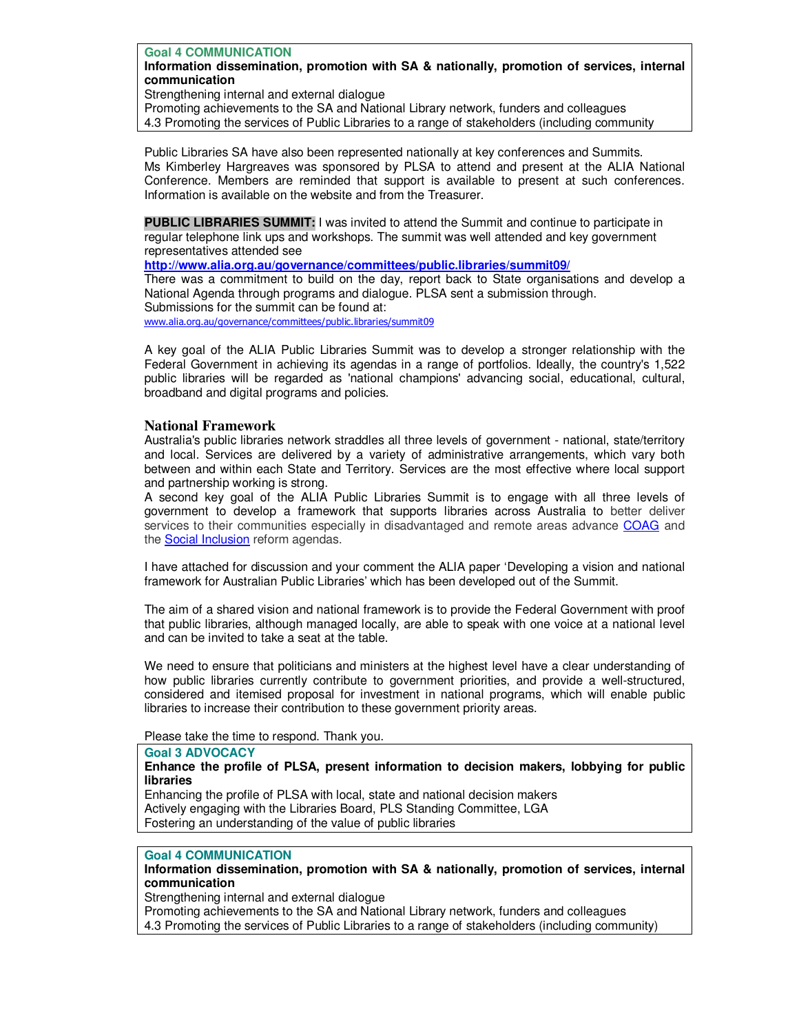**Goal 4 COMMUNICATION**

**Information dissemination, promotion with SA & nationally, promotion of services, internal communication**

Strengthening internal and external dialogue

Promoting achievements to the SA and National Library network, funders and colleagues

4.3 Promoting the services of Public Libraries to a range of stakeholders (including community

Public Libraries SA have also been represented nationally at key conferences and Summits. Ms Kimberley Hargreaves was sponsored by PLSA to attend and present at the ALIA National Conference. Members are reminded that support is available to present at such conferences. Information is available on the website and from the Treasurer.

**PUBLIC LIBRARIES SUMMIT:** I was invited to attend the Summit and continue to participate in regular telephone link ups and workshops. The summit was well attended and key government representatives attended see **http://www.alia.org.au/governance/committees/public.libraries/summit09/**

There was a commitment to build on the day, report back to State organisations and develop a National Agenda through programs and dialogue. PLSA sent a submission through.

Submissions for the summit can be found at:

www.alia.org.au/governance/committees/public.libraries/summit09

A key goal of the ALIA Public Libraries Summit was to develop a stronger relationship with the Federal Government in achieving its agendas in a range of portfolios. Ideally, the country's 1,522 public libraries will be regarded as 'national champions' advancing social, educational, cultural, broadband and digital programs and policies.

## National Framework

Australia's public libraries network straddles all three levels of government - national, state/territory and local. Services are delivered by a variety of administrative arrangements, which vary both between and within each State and Territory. Services are the most effective where local support and partnership working is strong.

A second key goal of the ALIA Public Libraries Summit is to engage with all three levels of government to develop a framework that supports libraries across Australia to better deliver services to their communities especially in disadvantaged and remote areas advance COAG and the Social Inclusion reform agendas.

I have attached for discussion and your comment the ALIA paper 'Developing a vision and national framework for Australian Public Libraries' which has been developed out of the Summit.

The aim of a shared vision and national framework is to provide the Federal Government with proof that public libraries, although managed locally, are able to speak with one voice at a national level and can be invited to take a seat at the table.

We need to ensure that politicians and ministers at the highest level have a clear understanding of how public libraries currently contribute to government priorities, and provide a well-structured, considered and itemised proposal for investment in national programs, which will enable public libraries to increase their contribution to these government priority areas.

Please take the time to respond. Thank you.

**Goal 3 ADVOCACY**

**Enhance the profile of PLSA, present information to decision makers, lobbying for public libraries**

Enhancing the profile of PLSA with local, state and national decision makers

Actively engaging with the Libraries Board, PLS Standing Committee, LGA

Fostering an understanding of the value of public libraries

**Goal 4 COMMUNICATION**

**Information dissemination, promotion with SA & nationally, promotion of services, internal communication**

Strengthening internal and external dialogue

Promoting achievements to the SA and National Library network, funders and colleagues

4.3 Promoting the services of Public Libraries to a range of stakeholders (including community)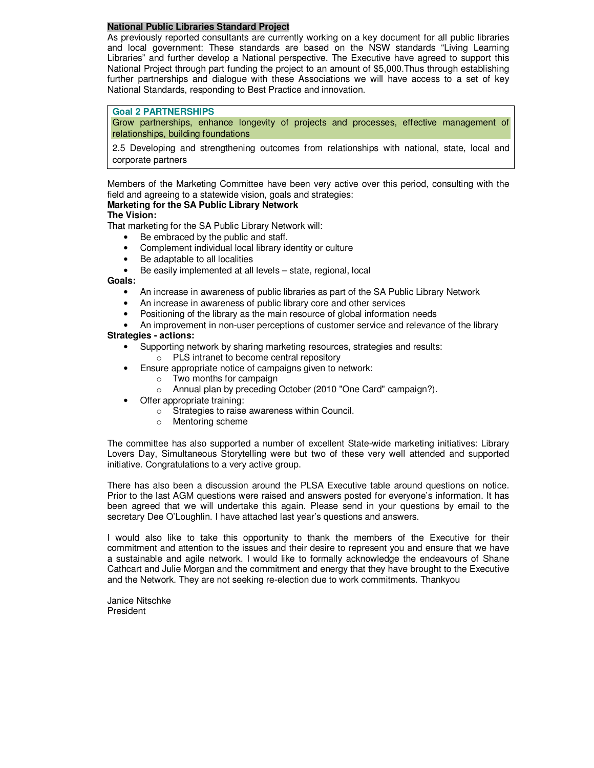**National Public Libraries Standard Project**

As previously reported consultants are currently working on a key document for all public libraries and local government: These standards are based on the NSW standards "Living Learning Libraries" and further develop a National perspective. The Executive have agreed to support this National Project through part funding the project to an amount of $5,000.Thus through establishing further partnerships and dialogue with these Associations we will have access to a set of key National Standards, responding to Best Practice and innovation.

| |
|---|
| **Goal 2 PARTNERSHIPS** |
| Grow partnerships, enhance longevity of projects and processes, effective management of relationships, building foundations |
| 2.5 Developing and strengthening outcomes from relationships with national, state, local and corporate partners |

Members of the Marketing Committee have been very active over this period, consulting with the field and agreeing to a statewide vision, goals and strategies:

**Marketing for the SA Public Library Network**

**The Vision:**

That marketing for the SA Public Library Network will:

- Be embraced by the public and staff.
- Complement individual local library identity or culture
- Be adaptable to all localities
- Be easily implemented at all levels – state, regional, local

**Goals:**

- An increase in awareness of public libraries as part of the SA Public Library Network
- An increase in awareness of public library core and other services
- Positioning of the library as the main resource of global information needs
- An improvement in non-user perceptions of customer service and relevance of the library

**Strategies - actions:**

- Supporting network by sharing marketing resources, strategies and results:
  - PLS intranet to become central repository
- Ensure appropriate notice of campaigns given to network:
  - Two months for campaign
  - Annual plan by preceding October (2010 "One Card" campaign?).
- Offer appropriate training:
  - Strategies to raise awareness within Council.
  - Mentoring scheme

The committee has also supported a number of excellent State-wide marketing initiatives: Library Lovers Day, Simultaneous Storytelling were but two of these very well attended and supported initiative. Congratulations to a very active group.

There has also been a discussion around the PLSA Executive table around questions on notice. Prior to the last AGM questions were raised and answers posted for everyone's information. It has been agreed that we will undertake this again. Please send in your questions by email to the secretary Dee O'Loughlin. I have attached last year's questions and answers.

I would also like to take this opportunity to thank the members of the Executive for their commitment and attention to the issues and their desire to represent you and ensure that we have a sustainable and agile network. I would like to formally acknowledge the endeavours of Shane Cathcart and Julie Morgan and the commitment and energy that they have brought to the Executive and the Network. They are not seeking re-election due to work commitments. Thankyou

Janice Nitschke
President